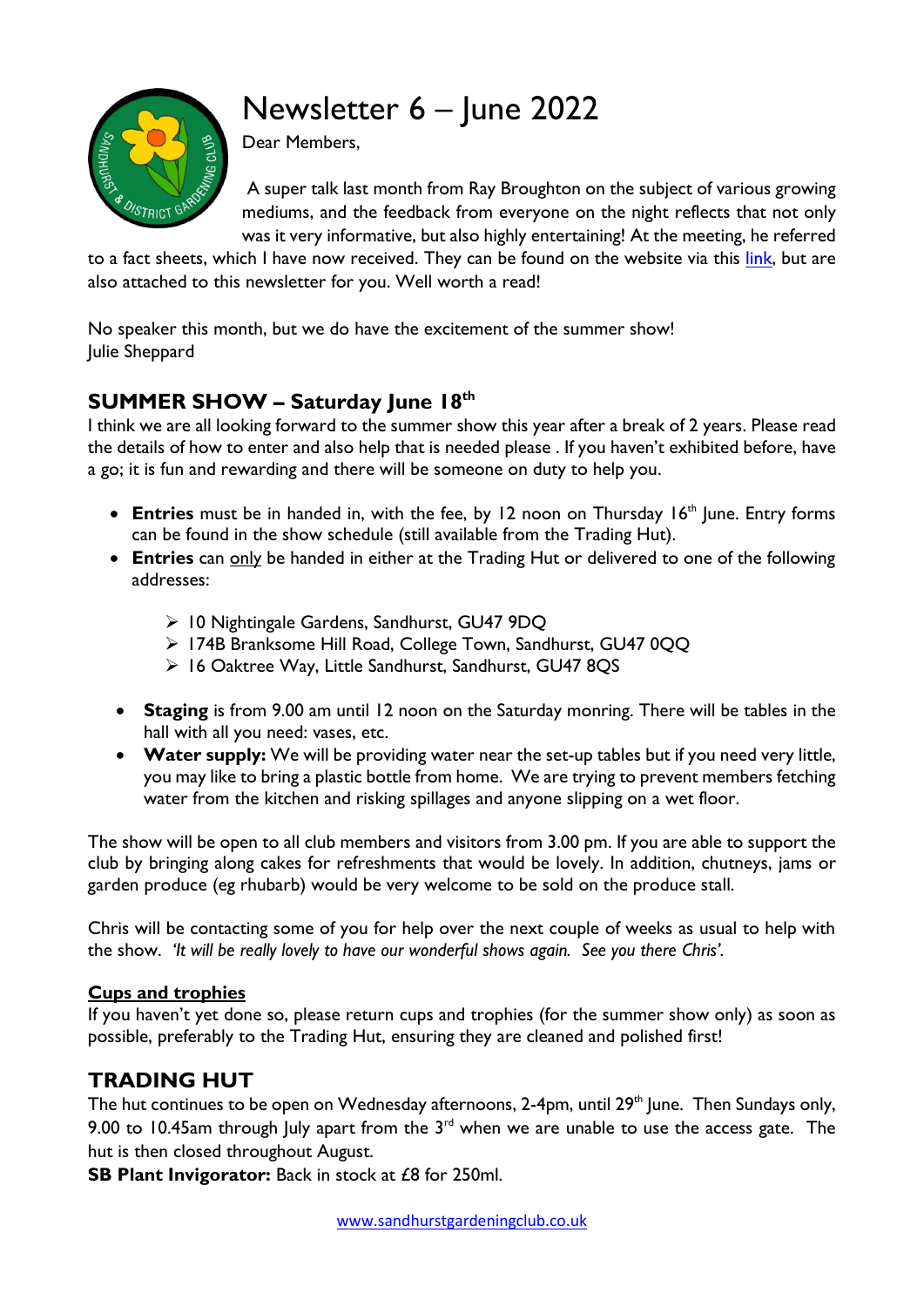# Newsletter 6 – June 2022

Dear Members,

A super talk last month from Ray Broughton on the subject of various growing mediums, and the feedback from everyone on the night reflects that not only was it very informative, but also highly entertaining! At the meeting, he referred to a fact sheets, which I have now received. They can be found on the website via this link, but are also attached to this newsletter for you. Well worth a read!

No speaker this month, but we do have the excitement of the summer show!
Julie Sheppard

## SUMMER SHOW – Saturday June 18th

I think we are all looking forward to the summer show this year after a break of 2 years. Please read the details of how to enter and also help that is needed please . If you haven't exhibited before, have a go; it is fun and rewarding and there will be someone on duty to help you.

- **Entries** must be in handed in, with the fee, by 12 noon on Thursday 16th June. Entry forms can be found in the show schedule (still available from the Trading Hut).
- **Entries** can only be handed in either at the Trading Hut or delivered to one of the following addresses:
  - 10 Nightingale Gardens, Sandhurst, GU47 9DQ
  - 174B Branksome Hill Road, College Town, Sandhurst, GU47 0QQ
  - 16 Oaktree Way, Little Sandhurst, Sandhurst, GU47 8QS
- **Staging** is from 9.00 am until 12 noon on the Saturday monring. There will be tables in the hall with all you need: vases, etc.
- **Water supply:** We will be providing water near the set-up tables but if you need very little, you may like to bring a plastic bottle from home. We are trying to prevent members fetching water from the kitchen and risking spillages and anyone slipping on a wet floor.

The show will be open to all club members and visitors from 3.00 pm. If you are able to support the club by bringing along cakes for refreshments that would be lovely. In addition, chutneys, jams or garden produce (eg rhubarb) would be very welcome to be sold on the produce stall.

Chris will be contacting some of you for help over the next couple of weeks as usual to help with the show. *'It will be really lovely to have our wonderful shows again. See you there Chris'.*

### Cups and trophies

If you haven't yet done so, please return cups and trophies (for the summer show only) as soon as possible, preferably to the Trading Hut, ensuring they are cleaned and polished first!

## TRADING HUT

The hut continues to be open on Wednesday afternoons, 2-4pm, until 29th June. Then Sundays only, 9.00 to 10.45am through July apart from the 3rd when we are unable to use the access gate. The hut is then closed throughout August.

**SB Plant Invigorator:** Back in stock at £8 for 250ml.

www.sandhurstgardeningclub.co.uk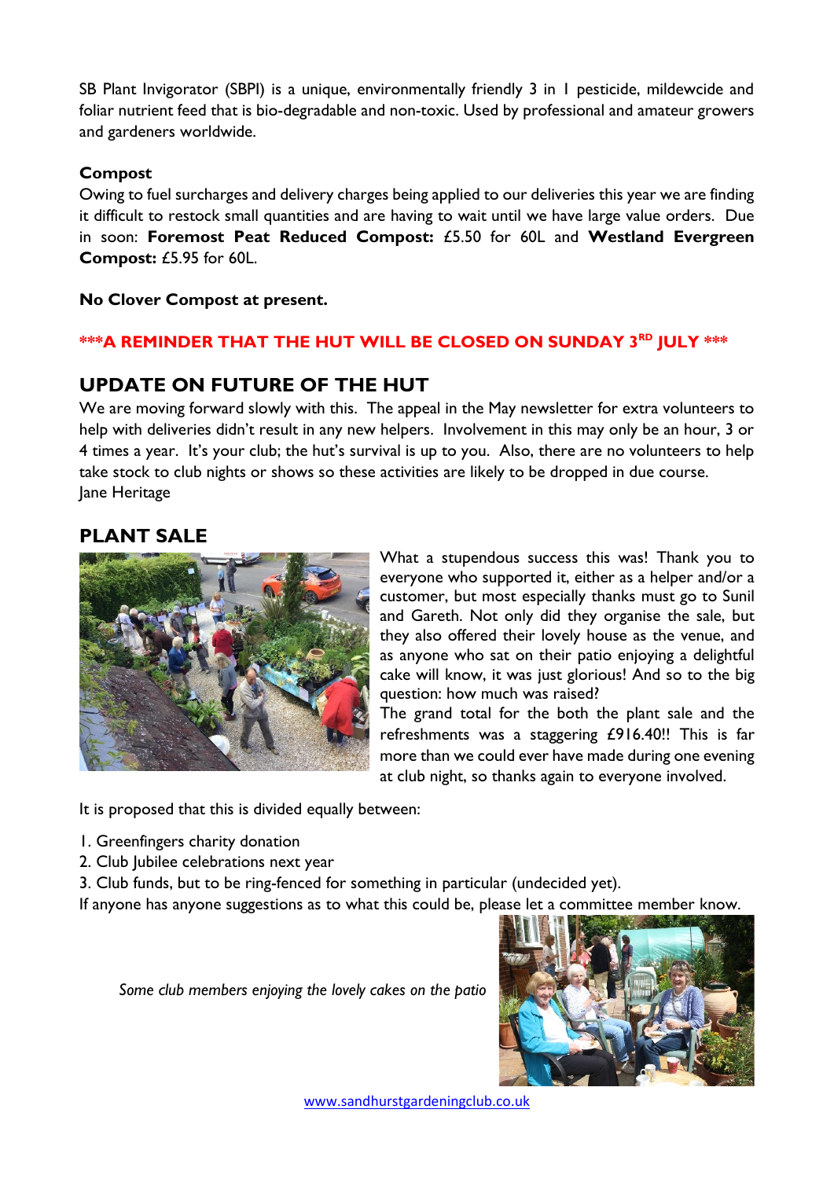SB Plant Invigorator (SBPI) is a unique, environmentally friendly 3 in 1 pesticide, mildewcide and foliar nutrient feed that is bio-degradable and non-toxic. Used by professional and amateur growers and gardeners worldwide.

**Compost**

Owing to fuel surcharges and delivery charges being applied to our deliveries this year we are finding it difficult to restock small quantities and are having to wait until we have large value orders. Due in soon: **Foremost Peat Reduced Compost:** £5.50 for 60L and **Westland Evergreen Compost:** £5.95 for 60L.

**No Clover Compost at present.**

**\*\*\*A REMINDER THAT THE HUT WILL BE CLOSED ON SUNDAY 3RD JULY \*\*\***

## UPDATE ON FUTURE OF THE HUT

We are moving forward slowly with this. The appeal in the May newsletter for extra volunteers to help with deliveries didn't result in any new helpers. Involvement in this may only be an hour, 3 or 4 times a year. It's your club; the hut's survival is up to you. Also, there are no volunteers to help take stock to club nights or shows so these activities are likely to be dropped in due course.

Jane Heritage

## PLANT SALE

What a stupendous success this was! Thank you to everyone who supported it, either as a helper and/or a customer, but most especially thanks must go to Sunil and Gareth. Not only did they organise the sale, but they also offered their lovely house as the venue, and as anyone who sat on their patio enjoying a delightful cake will know, it was just glorious! And so to the big question: how much was raised?

The grand total for the both the plant sale and the refreshments was a staggering £916.40!! This is far more than we could ever have made during one evening at club night, so thanks again to everyone involved.

It is proposed that this is divided equally between:

1. Greenfingers charity donation
2. Club Jubilee celebrations next year
3. Club funds, but to be ring-fenced for something in particular (undecided yet).

If anyone has anyone suggestions as to what this could be, please let a committee member know.

*Some club members enjoying the lovely cakes on the patio*

www.sandhurstgardeningclub.co.uk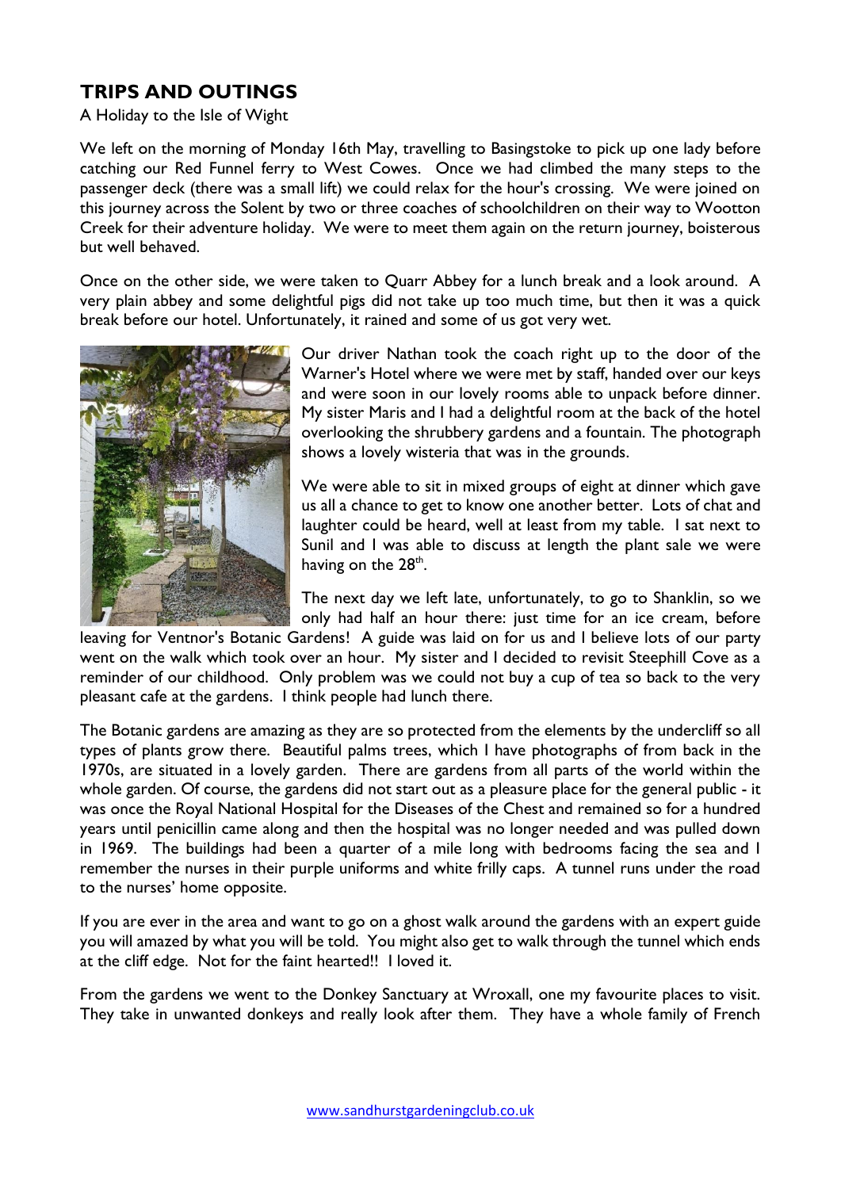## TRIPS AND OUTINGS

A Holiday to the Isle of Wight

We left on the morning of Monday 16th May, travelling to Basingstoke to pick up one lady before catching our Red Funnel ferry to West Cowes. Once we had climbed the many steps to the passenger deck (there was a small lift) we could relax for the hour's crossing. We were joined on this journey across the Solent by two or three coaches of schoolchildren on their way to Wootton Creek for their adventure holiday. We were to meet them again on the return journey, boisterous but well behaved.

Once on the other side, we were taken to Quarr Abbey for a lunch break and a look around. A very plain abbey and some delightful pigs did not take up too much time, but then it was a quick break before our hotel. Unfortunately, it rained and some of us got very wet.

Our driver Nathan took the coach right up to the door of the Warner's Hotel where we were met by staff, handed over our keys and were soon in our lovely rooms able to unpack before dinner. My sister Maris and I had a delightful room at the back of the hotel overlooking the shrubbery gardens and a fountain. The photograph shows a lovely wisteria that was in the grounds.

We were able to sit in mixed groups of eight at dinner which gave us all a chance to get to know one another better. Lots of chat and laughter could be heard, well at least from my table. I sat next to Sunil and I was able to discuss at length the plant sale we were having on the 28th.

The next day we left late, unfortunately, to go to Shanklin, so we only had half an hour there: just time for an ice cream, before leaving for Ventnor's Botanic Gardens! A guide was laid on for us and I believe lots of our party went on the walk which took over an hour. My sister and I decided to revisit Steephill Cove as a reminder of our childhood. Only problem was we could not buy a cup of tea so back to the very pleasant cafe at the gardens. I think people had lunch there.

The Botanic gardens are amazing as they are so protected from the elements by the undercliff so all types of plants grow there. Beautiful palms trees, which I have photographs of from back in the 1970s, are situated in a lovely garden. There are gardens from all parts of the world within the whole garden. Of course, the gardens did not start out as a pleasure place for the general public - it was once the Royal National Hospital for the Diseases of the Chest and remained so for a hundred years until penicillin came along and then the hospital was no longer needed and was pulled down in 1969. The buildings had been a quarter of a mile long with bedrooms facing the sea and I remember the nurses in their purple uniforms and white frilly caps. A tunnel runs under the road to the nurses' home opposite.

If you are ever in the area and want to go on a ghost walk around the gardens with an expert guide you will amazed by what you will be told. You might also get to walk through the tunnel which ends at the cliff edge. Not for the faint hearted!! I loved it.

From the gardens we went to the Donkey Sanctuary at Wroxall, one my favourite places to visit. They take in unwanted donkeys and really look after them. They have a whole family of French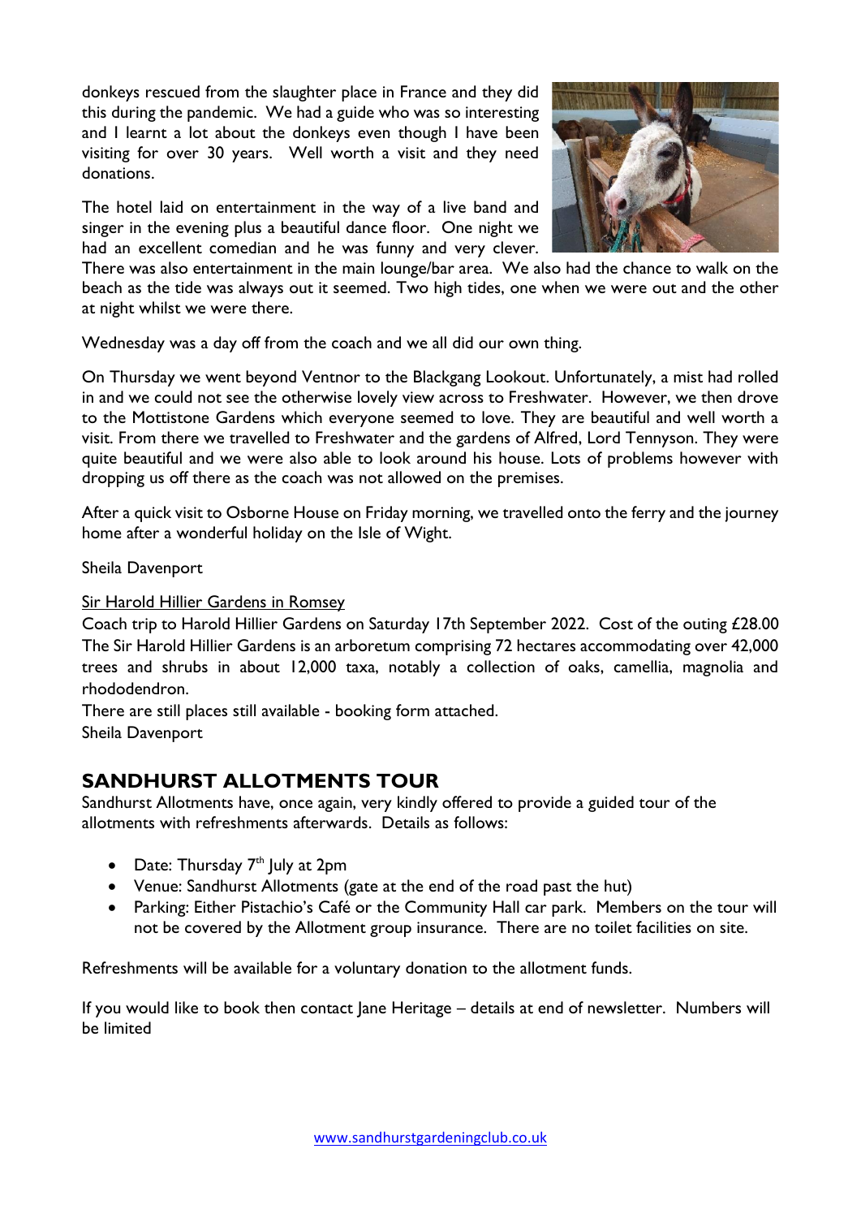donkeys rescued from the slaughter place in France and they did this during the pandemic. We had a guide who was so interesting and I learnt a lot about the donkeys even though I have been visiting for over 30 years. Well worth a visit and they need donations.

The hotel laid on entertainment in the way of a live band and singer in the evening plus a beautiful dance floor. One night we had an excellent comedian and he was funny and very clever. There was also entertainment in the main lounge/bar area. We also had the chance to walk on the beach as the tide was always out it seemed. Two high tides, one when we were out and the other at night whilst we were there.

Wednesday was a day off from the coach and we all did our own thing.

On Thursday we went beyond Ventnor to the Blackgang Lookout. Unfortunately, a mist had rolled in and we could not see the otherwise lovely view across to Freshwater. However, we then drove to the Mottistone Gardens which everyone seemed to love. They are beautiful and well worth a visit. From there we travelled to Freshwater and the gardens of Alfred, Lord Tennyson. They were quite beautiful and we were also able to look around his house. Lots of problems however with dropping us off there as the coach was not allowed on the premises.

After a quick visit to Osborne House on Friday morning, we travelled onto the ferry and the journey home after a wonderful holiday on the Isle of Wight.

Sheila Davenport

<u>Sir Harold Hillier Gardens in Romsey</u>

Coach trip to Harold Hillier Gardens on Saturday 17th September 2022. Cost of the outing £28.00
The Sir Harold Hillier Gardens is an arboretum comprising 72 hectares accommodating over 42,000 trees and shrubs in about 12,000 taxa, notably a collection of oaks, camellia, magnolia and rhododendron.
There are still places still available - booking form attached.
Sheila Davenport

## SANDHURST ALLOTMENTS TOUR

Sandhurst Allotments have, once again, very kindly offered to provide a guided tour of the allotments with refreshments afterwards. Details as follows:

- Date: Thursday 7th July at 2pm
- Venue: Sandhurst Allotments (gate at the end of the road past the hut)
- Parking: Either Pistachio's Café or the Community Hall car park. Members on the tour will not be covered by the Allotment group insurance. There are no toilet facilities on site.

Refreshments will be available for a voluntary donation to the allotment funds.

If you would like to book then contact Jane Heritage – details at end of newsletter. Numbers will be limited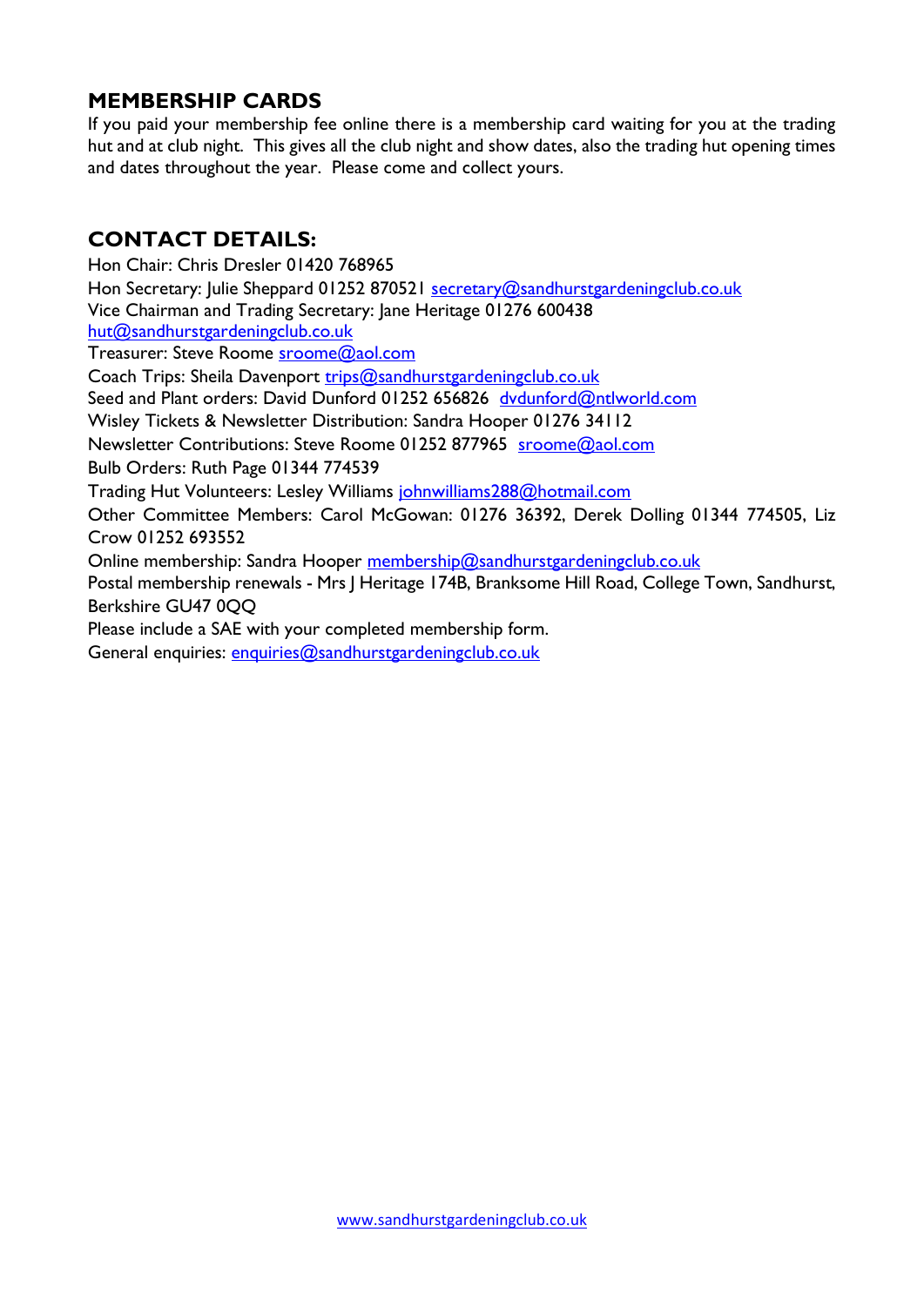## MEMBERSHIP CARDS

If you paid your membership fee online there is a membership card waiting for you at the trading hut and at club night. This gives all the club night and show dates, also the trading hut opening times and dates throughout the year. Please come and collect yours.

## CONTACT DETAILS:

Hon Chair: Chris Dresler 01420 768965
Hon Secretary: Julie Sheppard 01252 870521 secretary@sandhurstgardeningclub.co.uk
Vice Chairman and Trading Secretary: Jane Heritage 01276 600438 hut@sandhurstgardeningclub.co.uk
Treasurer: Steve Roome sroome@aol.com
Coach Trips: Sheila Davenport trips@sandhurstgardeningclub.co.uk
Seed and Plant orders: David Dunford 01252 656826 dvdunford@ntlworld.com
Wisley Tickets & Newsletter Distribution: Sandra Hooper 01276 34112
Newsletter Contributions: Steve Roome 01252 877965 sroome@aol.com
Bulb Orders: Ruth Page 01344 774539
Trading Hut Volunteers: Lesley Williams johnwilliams288@hotmail.com
Other Committee Members: Carol McGowan: 01276 36392, Derek Dolling 01344 774505, Liz Crow 01252 693552
Online membership: Sandra Hooper membership@sandhurstgardeningclub.co.uk
Postal membership renewals - Mrs J Heritage 174B, Branksome Hill Road, College Town, Sandhurst, Berkshire GU47 0QQ
Please include a SAE with your completed membership form.
General enquiries: enquiries@sandhurstgardeningclub.co.uk